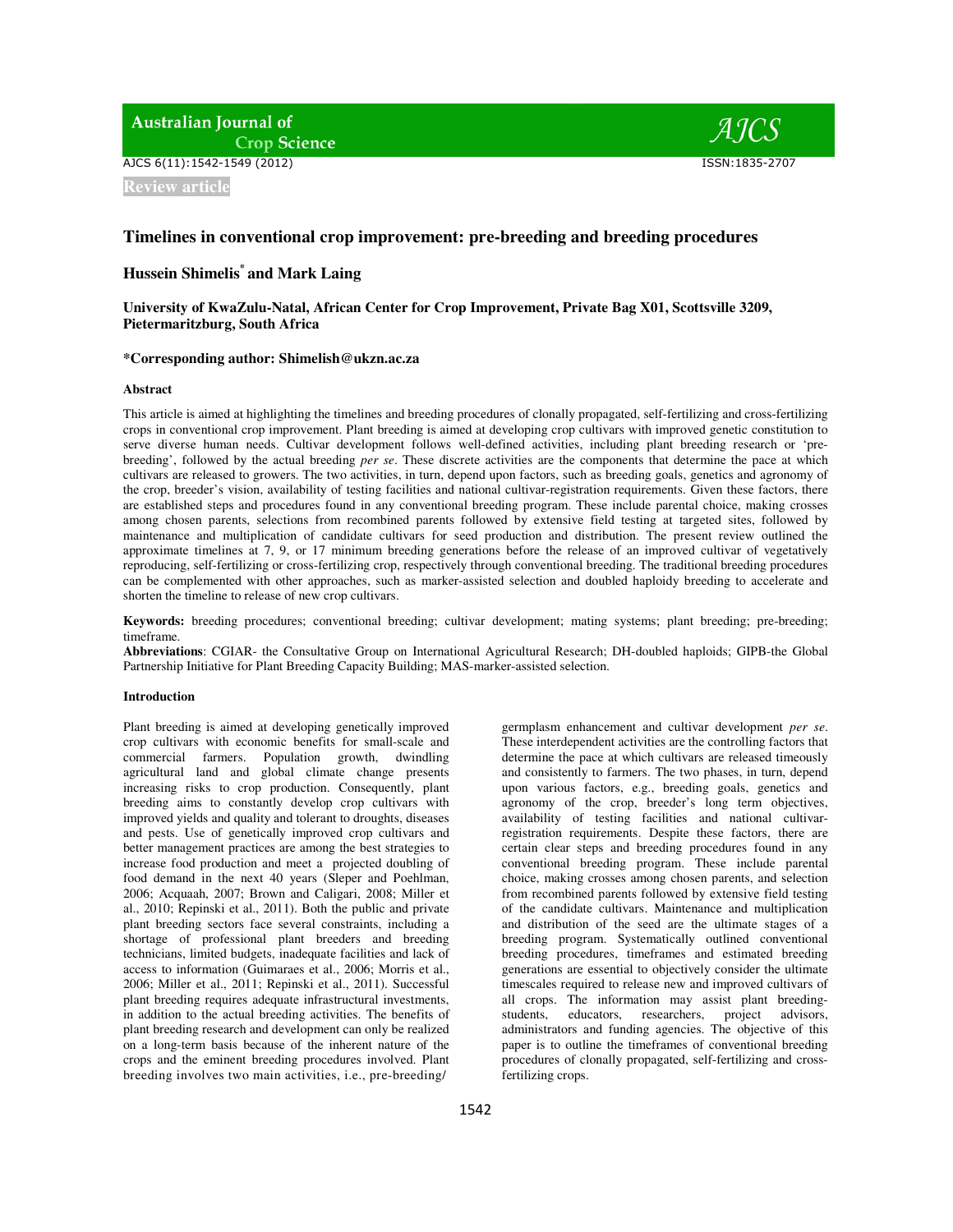**Review article**

# Timelines in conventional crop improvement: pre-breeding and breeding procedures

**Hussein Shimelis*[*] and Mark Laing**

**University of KwaZulu-Natal, African Center for Crop Improvement, Private Bag X01, Scottsville 3209, Pietermaritzburg, South Africa**

**\*Corresponding author: Shimelish@ukzn.ac.za**

### Abstract

This article is aimed at highlighting the timelines and breeding procedures of clonally propagated, self-fertilizing and cross-fertilizing crops in conventional crop improvement. Plant breeding is aimed at developing crop cultivars with improved genetic constitution to serve diverse human needs. Cultivar development follows well-defined activities, including plant breeding research or 'pre-breeding', followed by the actual breeding *per se*. These discrete activities are the components that determine the pace at which cultivars are released to growers. The two activities, in turn, depend upon factors, such as breeding goals, genetics and agronomy of the crop, breeder's vision, availability of testing facilities and national cultivar-registration requirements. Given these factors, there are established steps and procedures found in any conventional breeding program. These include parental choice, making crosses among chosen parents, selections from recombined parents followed by extensive field testing at targeted sites, followed by maintenance and multiplication of candidate cultivars for seed production and distribution. The present review outlined the approximate timelines at 7, 9, or 17 minimum breeding generations before the release of an improved cultivar of vegetatively reproducing, self-fertilizing or cross-fertilizing crop, respectively through conventional breeding. The traditional breeding procedures can be complemented with other approaches, such as marker-assisted selection and doubled haploidy breeding to accelerate and shorten the timeline to release of new crop cultivars.

**Keywords:** breeding procedures; conventional breeding; cultivar development; mating systems; plant breeding; pre-breeding; timeframe.

**Abbreviations**: CGIAR- the Consultative Group on International Agricultural Research; DH-doubled haploids; GIPB-the Global Partnership Initiative for Plant Breeding Capacity Building; MAS-marker-assisted selection.

### Introduction

Plant breeding is aimed at developing genetically improved crop cultivars with economic benefits for small-scale and commercial farmers. Population growth, dwindling agricultural land and global climate change presents increasing risks to crop production. Consequently, plant breeding aims to constantly develop crop cultivars with improved yields and quality and tolerant to droughts, diseases and pests. Use of genetically improved crop cultivars and better management practices are among the best strategies to increase food production and meet a projected doubling of food demand in the next 40 years (Sleper and Poehlman, 2006; Acquaah, 2007; Brown and Caligari, 2008; Miller et al., 2010; Repinski et al., 2011). Both the public and private plant breeding sectors face several constraints, including a shortage of professional plant breeders and breeding technicians, limited budgets, inadequate facilities and lack of access to information (Guimaraes et al., 2006; Morris et al., 2006; Miller et al., 2011; Repinski et al., 2011). Successful plant breeding requires adequate infrastructural investments, in addition to the actual breeding activities. The benefits of plant breeding research and development can only be realized on a long-term basis because of the inherent nature of the crops and the eminent breeding procedures involved. Plant breeding involves two main activities, i.e., pre-breeding/germplasm enhancement and cultivar development *per se*. These interdependent activities are the controlling factors that determine the pace at which cultivars are released timeously and consistently to farmers. The two phases, in turn, depend upon various factors, e.g., breeding goals, genetics and agronomy of the crop, breeder's long term objectives, availability of testing facilities and national cultivar-registration requirements. Despite these factors, there are certain clear steps and breeding procedures found in any conventional breeding program. These include parental choice, making crosses among chosen parents, and selection from recombined parents followed by extensive field testing of the candidate cultivars. Maintenance and multiplication and distribution of the seed are the ultimate stages of a breeding program. Systematically outlined conventional breeding procedures, timeframes and estimated breeding generations are essential to objectively consider the ultimate timescales required to release new and improved cultivars of all crops. The information may assist plant breeding-students, educators, researchers, project advisors, administrators and funding agencies. The objective of this paper is to outline the timeframes of conventional breeding procedures of clonally propagated, self-fertilizing and cross-fertilizing crops.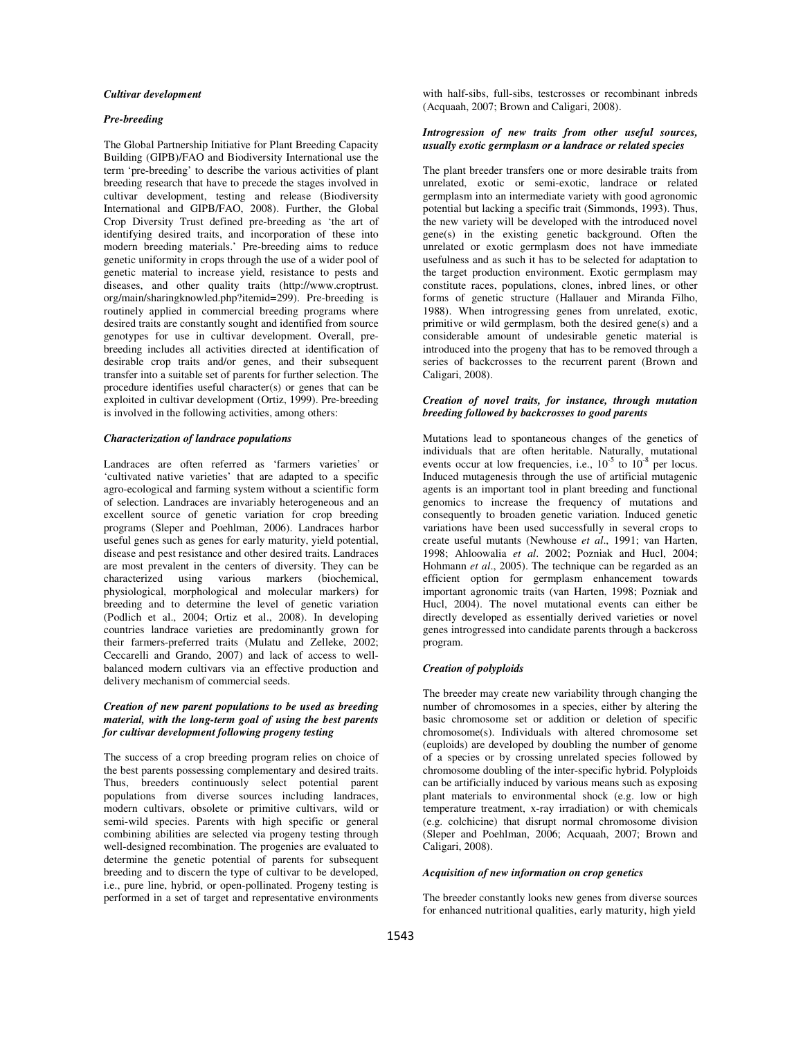*Cultivar development*

*Pre-breeding*

The Global Partnership Initiative for Plant Breeding Capacity Building (GIPB)/FAO and Biodiversity International use the term 'pre-breeding' to describe the various activities of plant breeding research that have to precede the stages involved in cultivar development, testing and release (Biodiversity International and GIPB/FAO, 2008). Further, the Global Crop Diversity Trust defined pre-breeding as 'the art of identifying desired traits, and incorporation of these into modern breeding materials.' Pre-breeding aims to reduce genetic uniformity in crops through the use of a wider pool of genetic material to increase yield, resistance to pests and diseases, and other quality traits (http://www.croptrust.org/main/sharingknowled.php?itemid=299). Pre-breeding is routinely applied in commercial breeding programs where desired traits are constantly sought and identified from source genotypes for use in cultivar development. Overall, pre-breeding includes all activities directed at identification of desirable crop traits and/or genes, and their subsequent transfer into a suitable set of parents for further selection. The procedure identifies useful character(s) or genes that can be exploited in cultivar development (Ortiz, 1999). Pre-breeding is involved in the following activities, among others:

***Characterization of landrace populations***

Landraces are often referred as 'farmers varieties' or 'cultivated native varieties' that are adapted to a specific agro-ecological and farming system without a scientific form of selection. Landraces are invariably heterogeneous and an excellent source of genetic variation for crop breeding programs (Sleper and Poehlman, 2006). Landraces harbor useful genes such as genes for early maturity, yield potential, disease and pest resistance and other desired traits. Landraces are most prevalent in the centers of diversity. They can be characterized using various markers (biochemical, physiological, morphological and molecular markers) for breeding and to determine the level of genetic variation (Podlich et al., 2004; Ortiz et al., 2008). In developing countries landrace varieties are predominantly grown for their farmers-preferred traits (Mulatu and Zelleke, 2002; Ceccarelli and Grando, 2007) and lack of access to well-balanced modern cultivars via an effective production and delivery mechanism of commercial seeds.

***Creation of new parent populations to be used as breeding material, with the long-term goal of using the best parents for cultivar development following progeny testing***

The success of a crop breeding program relies on choice of the best parents possessing complementary and desired traits. Thus, breeders continuously select potential parent populations from diverse sources including landraces, modern cultivars, obsolete or primitive cultivars, wild or semi-wild species. Parents with high specific or general combining abilities are selected via progeny testing through well-designed recombination. The progenies are evaluated to determine the genetic potential of parents for subsequent breeding and to discern the type of cultivar to be developed, i.e., pure line, hybrid, or open-pollinated. Progeny testing is performed in a set of target and representative environments with half-sibs, full-sibs, testcrosses or recombinant inbreds (Acquaah, 2007; Brown and Caligari, 2008).

***Introgression of new traits from other useful sources, usually exotic germplasm or a landrace or related species***

The plant breeder transfers one or more desirable traits from unrelated, exotic or semi-exotic, landrace or related germplasm into an intermediate variety with good agronomic potential but lacking a specific trait (Simmonds, 1993). Thus, the new variety will be developed with the introduced novel gene(s) in the existing genetic background. Often the unrelated or exotic germplasm does not have immediate usefulness and as such it has to be selected for adaptation to the target production environment. Exotic germplasm may constitute races, populations, clones, inbred lines, or other forms of genetic structure (Hallauer and Miranda Filho, 1988). When introgressing genes from unrelated, exotic, primitive or wild germplasm, both the desired gene(s) and a considerable amount of undesirable genetic material is introduced into the progeny that has to be removed through a series of backcrosses to the recurrent parent (Brown and Caligari, 2008).

***Creation of novel traits, for instance, through mutation breeding followed by backcrosses to good parents***

Mutations lead to spontaneous changes of the genetics of individuals that are often heritable. Naturally, mutational events occur at low frequencies, i.e., $10^{-5}$ to $10^{-8}$ per locus. Induced mutagenesis through the use of artificial mutagenic agents is an important tool in plant breeding and functional genomics to increase the frequency of mutations and consequently to broaden genetic variation. Induced genetic variations have been used successfully in several crops to create useful mutants (Newhouse *et al*., 1991; van Harten, 1998; Ahloowalia *et al*. 2002; Pozniak and Hucl, 2004; Hohmann *et al*., 2005). The technique can be regarded as an efficient option for germplasm enhancement towards important agronomic traits (van Harten, 1998; Pozniak and Hucl, 2004). The novel mutational events can either be directly developed as essentially derived varieties or novel genes introgressed into candidate parents through a backcross program.

***Creation of polyploids***

The breeder may create new variability through changing the number of chromosomes in a species, either by altering the basic chromosome set or addition or deletion of specific chromosome(s). Individuals with altered chromosome set (euploids) are developed by doubling the number of genome of a species or by crossing unrelated species followed by chromosome doubling of the inter-specific hybrid. Polyploids can be artificially induced by various means such as exposing plant materials to environmental shock (e.g. low or high temperature treatment, x-ray irradiation) or with chemicals (e.g. colchicine) that disrupt normal chromosome division (Sleper and Poehlman, 2006; Acquaah, 2007; Brown and Caligari, 2008).

***Acquisition of new information on crop genetics***

The breeder constantly looks new genes from diverse sources for enhanced nutritional qualities, early maturity, high yield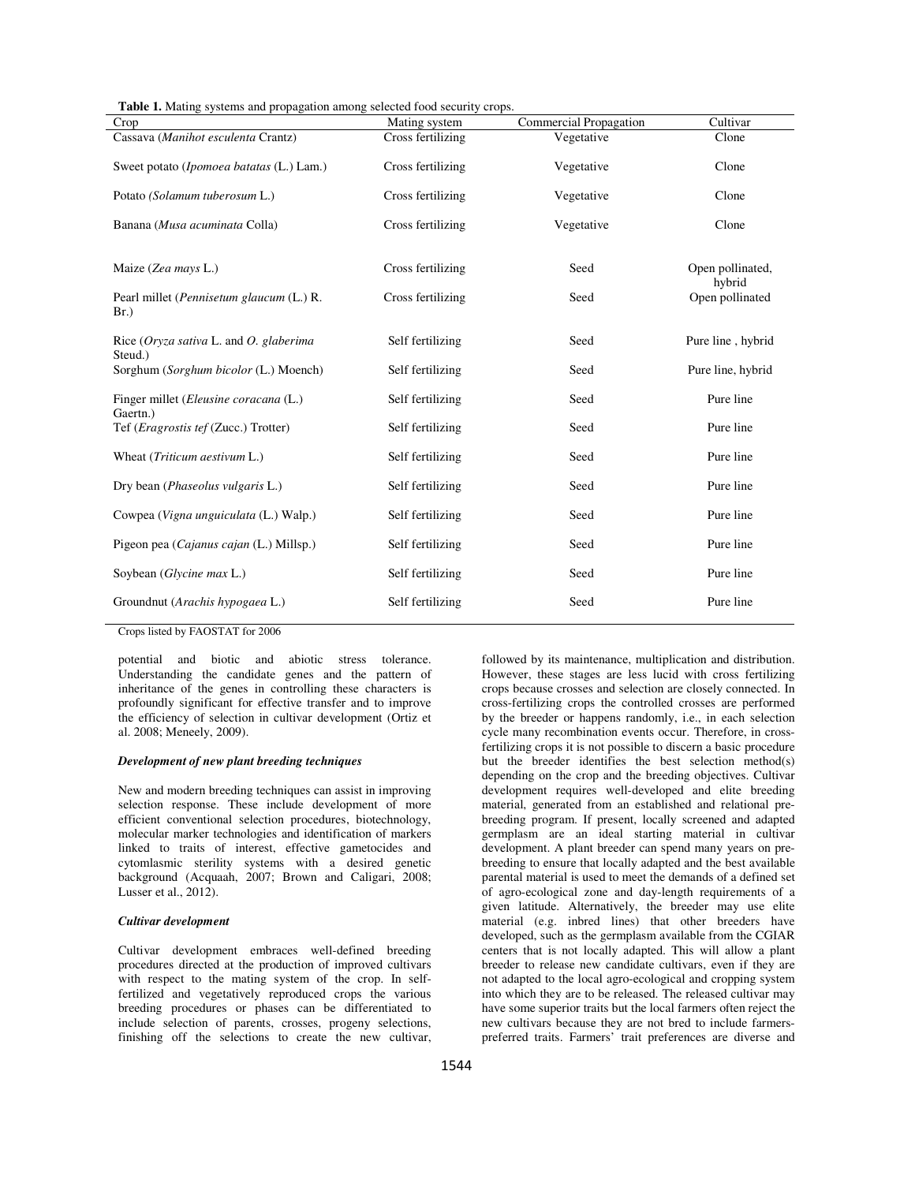**Table 1.** Mating systems and propagation among selected food security crops.

| Crop | Mating system | Commercial Propagation | Cultivar |
|---|---|---|---|
| Cassava (*Manihot esculenta* Crantz) | Cross fertilizing | Vegetative | Clone |
| Sweet potato (*Ipomoea batatas* (L.) Lam.) | Cross fertilizing | Vegetative | Clone |
| Potato *(Solamum tuberosum* L.) | Cross fertilizing | Vegetative | Clone |
| Banana (*Musa acuminata* Colla) | Cross fertilizing | Vegetative | Clone |
| Maize (*Zea mays* L.) | Cross fertilizing | Seed | Open pollinated, hybrid |
| Pearl millet (*Pennisetum glaucum* (L.) R. Br.) | Cross fertilizing | Seed | Open pollinated |
| Rice (*Oryza sativa* L. and *O. glaberima* Steud.) | Self fertilizing | Seed | Pure line , hybrid |
| Sorghum (*Sorghum bicolor* (L.) Moench) | Self fertilizing | Seed | Pure line, hybrid |
| Finger millet (*Eleusine coracana* (L.) Gaertn.) | Self fertilizing | Seed | Pure line |
| Tef (*Eragrostis tef* (Zucc.) Trotter) | Self fertilizing | Seed | Pure line |
| Wheat (*Triticum aestivum* L.) | Self fertilizing | Seed | Pure line |
| Dry bean (*Phaseolus vulgaris* L.) | Self fertilizing | Seed | Pure line |
| Cowpea (*Vigna unguiculata* (L.) Walp.) | Self fertilizing | Seed | Pure line |
| Pigeon pea (*Cajanus cajan* (L.) Millsp.) | Self fertilizing | Seed | Pure line |
| Soybean (*Glycine max* L.) | Self fertilizing | Seed | Pure line |
| Groundnut (*Arachis hypogaea* L.) | Self fertilizing | Seed | Pure line |

Crops listed by FAOSTAT for 2006

potential and biotic and abiotic stress tolerance. Understanding the candidate genes and the pattern of inheritance of the genes in controlling these characters is profoundly significant for effective transfer and to improve the efficiency of selection in cultivar development (Ortiz et al. 2008; Meneely, 2009).

### *Development of new plant breeding techniques*

New and modern breeding techniques can assist in improving selection response. These include development of more efficient conventional selection procedures, biotechnology, molecular marker technologies and identification of markers linked to traits of interest, effective gametocides and cytomlasmic sterility systems with a desired genetic background (Acquaah, 2007; Brown and Caligari, 2008; Lusser et al., 2012).

### *Cultivar development*

Cultivar development embraces well-defined breeding procedures directed at the production of improved cultivars with respect to the mating system of the crop. In self-fertilized and vegetatively reproduced crops the various breeding procedures or phases can be differentiated to include selection of parents, crosses, progeny selections, finishing off the selections to create the new cultivar, followed by its maintenance, multiplication and distribution. However, these stages are less lucid with cross fertilizing crops because crosses and selection are closely connected. In cross-fertilizing crops the controlled crosses are performed by the breeder or happens randomly, i.e., in each selection cycle many recombination events occur. Therefore, in cross-fertilizing crops it is not possible to discern a basic procedure but the breeder identifies the best selection method(s) depending on the crop and the breeding objectives. Cultivar development requires well-developed and elite breeding material, generated from an established and relational pre-breeding program. If present, locally screened and adapted germplasm are an ideal starting material in cultivar development. A plant breeder can spend many years on pre-breeding to ensure that locally adapted and the best available parental material is used to meet the demands of a defined set of agro-ecological zone and day-length requirements of a given latitude. Alternatively, the breeder may use elite material (e.g. inbred lines) that other breeders have developed, such as the germplasm available from the CGIAR centers that is not locally adapted. This will allow a plant breeder to release new candidate cultivars, even if they are not adapted to the local agro-ecological and cropping system into which they are to be released. The released cultivar may have some superior traits but the local farmers often reject the new cultivars because they are not bred to include farmers-preferred traits. Farmers' trait preferences are diverse and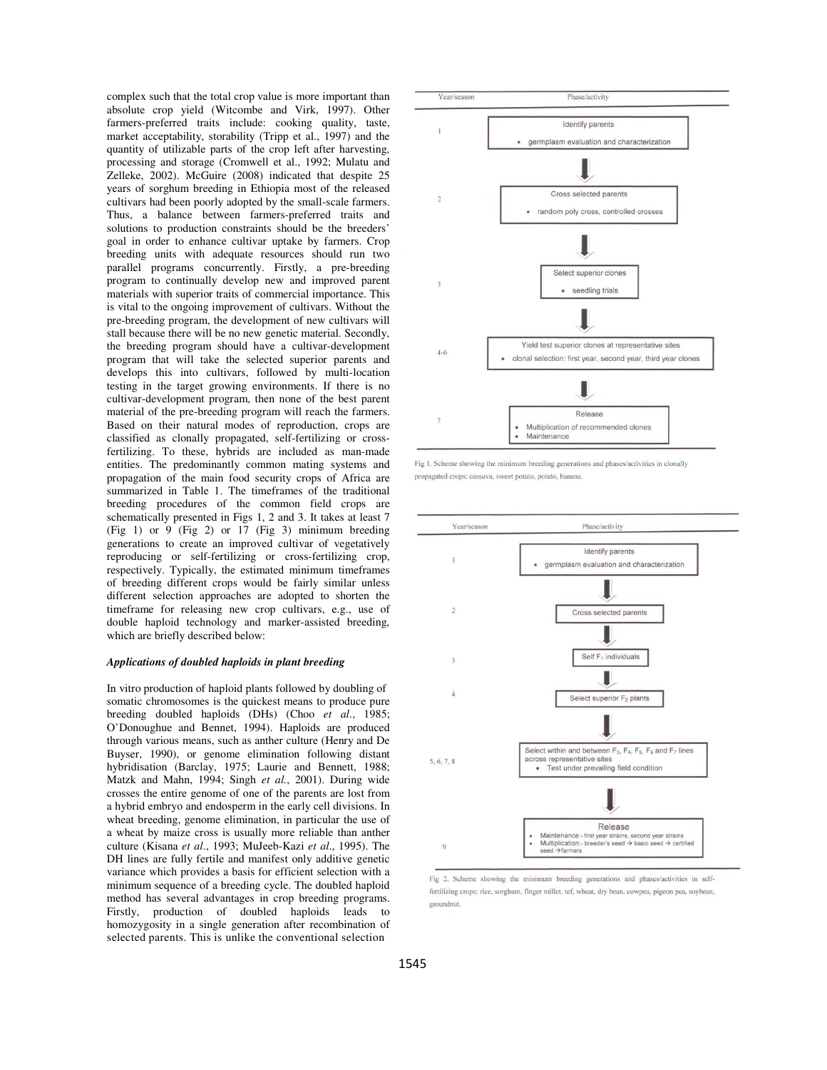complex such that the total crop value is more important than absolute crop yield (Witcombe and Virk, 1997). Other farmers-preferred traits include: cooking quality, taste, market acceptability, storability (Tripp et al., 1997) and the quantity of utilizable parts of the crop left after harvesting, processing and storage (Cromwell et al., 1992; Mulatu and Zelleke, 2002). McGuire (2008) indicated that despite 25 years of sorghum breeding in Ethiopia most of the released cultivars had been poorly adopted by the small-scale farmers. Thus, a balance between farmers-preferred traits and solutions to production constraints should be the breeders' goal in order to enhance cultivar uptake by farmers. Crop breeding units with adequate resources should run two parallel programs concurrently. Firstly, a pre-breeding program to continually develop new and improved parent materials with superior traits of commercial importance. This is vital to the ongoing improvement of cultivars. Without the pre-breeding program, the development of new cultivars will stall because there will be no new genetic material. Secondly, the breeding program should have a cultivar-development program that will take the selected superior parents and develops this into cultivars, followed by multi-location testing in the target growing environments. If there is no cultivar-development program, then none of the best parent material of the pre-breeding program will reach the farmers. Based on their natural modes of reproduction, crops are classified as clonally propagated, self-fertilizing or cross-fertilizing. To these, hybrids are included as man-made entities. The predominantly common mating systems and propagation of the main food security crops of Africa are summarized in Table 1. The timeframes of the traditional breeding procedures of the common field crops are schematically presented in Figs 1, 2 and 3. It takes at least 7 (Fig 1) or 9 (Fig 2) or 17 (Fig 3) minimum breeding generations to create an improved cultivar of vegetatively reproducing or self-fertilizing or cross-fertilizing crop, respectively. Typically, the estimated minimum timeframes of breeding different crops would be fairly similar unless different selection approaches are adopted to shorten the timeframe for releasing new crop cultivars, e.g., use of double haploid technology and marker-assisted breeding, which are briefly described below:

### *Applications of doubled haploids in plant breeding*

In vitro production of haploid plants followed by doubling of somatic chromosomes is the quickest means to produce pure breeding doubled haploids (DHs) (Choo *et al*., 1985; O'Donoughue and Bennet, 1994). Haploids are produced through various means, such as anther culture (Henry and De Buyser, 1990), or genome elimination following distant hybridisation (Barclay, 1975; Laurie and Bennett, 1988; Matzk and Mahn, 1994; Singh *et al.*, 2001). During wide crosses the entire genome of one of the parents are lost from a hybrid embryo and endosperm in the early cell divisions. In wheat breeding, genome elimination, in particular the use of a wheat by maize cross is usually more reliable than anther culture (Kisana *et al*., 1993; MuJeeb-Kazi *et al*., 1995). The DH lines are fully fertile and manifest only additive genetic variance which provides a basis for efficient selection with a minimum sequence of a breeding cycle. The doubled haploid method has several advantages in crop breeding programs. Firstly, production of doubled haploids leads to homozygosity in a single generation after recombination of selected parents. This is unlike the conventional selection

| Year/season | Phase/activity |
|---|---|
| 1 | Identify parents • germplasm evaluation and characterization |
| 2 | Cross selected parents • random poly cross, controlled crosses |
| 3 | Select superior clones • seedling trials |
| 4-6 | Yield test superior clones at representative sites • clonal selection: first year, second year, third year clones |
| 7 | Release • Multiplication of recommended clones • Maintenance |

Fig 1. Scheme showing the minimum breeding generations and phases/activities in clonally propagated crops: cassava, sweet potato, potato, banana.

| Year/season | Phase/activity |
|---|---|
| 1 | Identify parents • germplasm evaluation and characterization |
| 2 | Cross selected parents |
| 3 | Self $F_1$ individuals |
| 4 | Select superior $F_2$ plants |
| 5, 6, 7, 8 | Select within and between $F_3$, $F_4$, $F_5$, $F_6$ and $F_7$ lines across representative sites • Test under prevailing field condition |
| 9 | Release • Maintenance - first year strains, second year strains • Multiplication - breeder's seed → basic seed → certified seed → farmers |

Fig 2. Scheme showing the minimum breeding generations and phases/activities in self-fertilizing crops: rice, sorghum, finger millet, tef, wheat, dry bean, cowpea, pigeon pea, soybean, groundnut.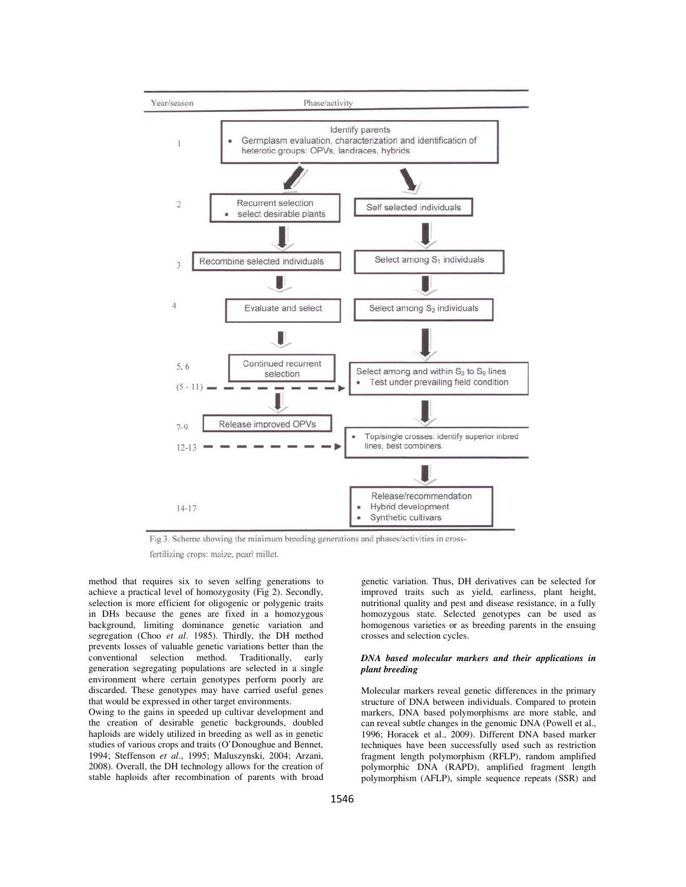| Year/season | Phase/activity | |
|---|---|---|
| 1 | Identify parents • Germplasm evaluation, characterization and identification of heterotic groups: OPVs, landraces, hybrids | |
| 2 | Recurrent selection • select desirable plants | Self selected individuals |
| 3 | Recombine selected individuals | Select among $S_1$ individuals |
| 4 | Evaluate and select | Select among $S_2$ individuals |
| 5, 6 / (5 - 11) | Continued recurrent selection | Select among and within $S_3$ to $S_9$ lines • Test under prevailing field condition |
| 7-9 / 12-13 | Release improved OPVs | • Top/single crosses: identify superior inbred lines, best combiners |
| 14-17 | | Release/recommendation • Hybrid development • Synthetic cultivars |

Fig 3. Scheme showing the minimum breeding generations and phases/activities in cross-fertilizing crops: maize, pearl millet.

method that requires six to seven selfing generations to achieve a practical level of homozygosity (Fig 2). Secondly, selection is more efficient for oligogenic or polygenic traits in DHs because the genes are fixed in a homozygous background, limiting dominance genetic variation and segregation (Choo *et al*. 1985). Thirdly, the DH method prevents losses of valuable genetic variations better than the conventional selection method. Traditionally, early generation segregating populations are selected in a single environment where certain genotypes perform poorly are discarded. These genotypes may have carried useful genes that would be expressed in other target environments.

Owing to the gains in speeded up cultivar development and the creation of desirable genetic backgrounds, doubled haploids are widely utilized in breeding as well as in genetic studies of various crops and traits (O'Donoughue and Bennet, 1994; Steffenson *et al*., 1995; Maluszynski, 2004; Arzani, 2008). Overall, the DH technology allows for the creation of stable haploids after recombination of parents with broad genetic variation. Thus, DH derivatives can be selected for improved traits such as yield, earliness, plant height, nutritional quality and pest and disease resistance, in a fully homozygous state. Selected genotypes can be used as homogenous varieties or as breeding parents in the ensuing crosses and selection cycles.

### *DNA based molecular markers and their applications in plant breeding*

Molecular markers reveal genetic differences in the primary structure of DNA between individuals. Compared to protein markers, DNA based polymorphisms are more stable, and can reveal subtle changes in the genomic DNA (Powell et al., 1996; Horacek et al., 2009). Different DNA based marker techniques have been successfully used such as restriction fragment length polymorphism (RFLP), random amplified polymorphic DNA (RAPD), amplified fragment length polymorphism (AFLP), simple sequence repeats (SSR) and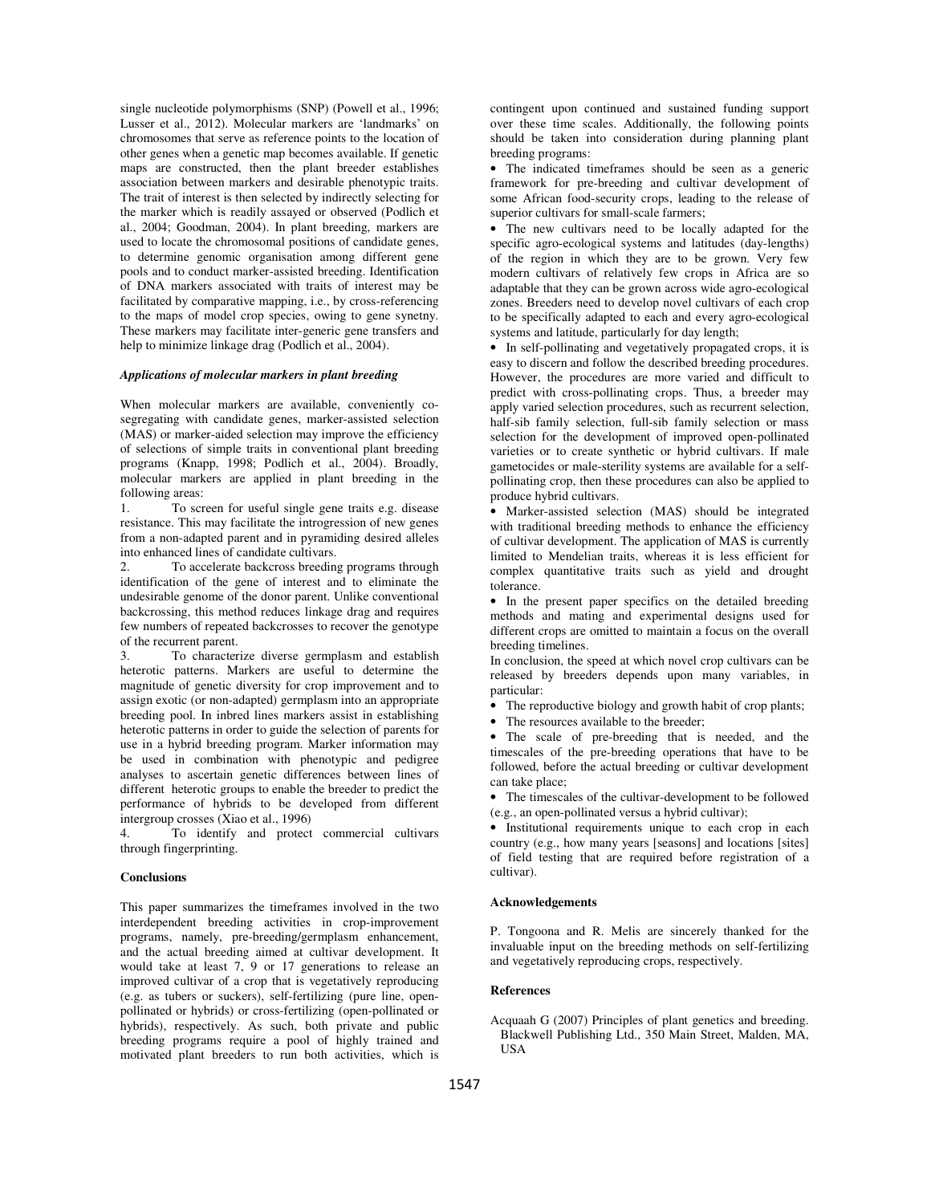single nucleotide polymorphisms (SNP) (Powell et al., 1996; Lusser et al., 2012). Molecular markers are 'landmarks' on chromosomes that serve as reference points to the location of other genes when a genetic map becomes available. If genetic maps are constructed, then the plant breeder establishes association between markers and desirable phenotypic traits. The trait of interest is then selected by indirectly selecting for the marker which is readily assayed or observed (Podlich et al., 2004; Goodman, 2004). In plant breeding, markers are used to locate the chromosomal positions of candidate genes, to determine genomic organisation among different gene pools and to conduct marker-assisted breeding. Identification of DNA markers associated with traits of interest may be facilitated by comparative mapping, i.e., by cross-referencing to the maps of model crop species, owing to gene synetny. These markers may facilitate inter-generic gene transfers and help to minimize linkage drag (Podlich et al., 2004).

### *Applications of molecular markers in plant breeding*

When molecular markers are available, conveniently co-segregating with candidate genes, marker-assisted selection (MAS) or marker-aided selection may improve the efficiency of selections of simple traits in conventional plant breeding programs (Knapp, 1998; Podlich et al., 2004). Broadly, molecular markers are applied in plant breeding in the following areas:

1. To screen for useful single gene traits e.g. disease resistance. This may facilitate the introgression of new genes from a non-adapted parent and in pyramiding desired alleles into enhanced lines of candidate cultivars.
2. To accelerate backcross breeding programs through identification of the gene of interest and to eliminate the undesirable genome of the donor parent. Unlike conventional backcrossing, this method reduces linkage drag and requires few numbers of repeated backcrosses to recover the genotype of the recurrent parent.
3. To characterize diverse germplasm and establish heterotic patterns. Markers are useful to determine the magnitude of genetic diversity for crop improvement and to assign exotic (or non-adapted) germplasm into an appropriate breeding pool. In inbred lines markers assist in establishing heterotic patterns in order to guide the selection of parents for use in a hybrid breeding program. Marker information may be used in combination with phenotypic and pedigree analyses to ascertain genetic differences between lines of different heterotic groups to enable the breeder to predict the performance of hybrids to be developed from different intergroup crosses (Xiao et al., 1996)
4. To identify and protect commercial cultivars through fingerprinting.

## Conclusions

This paper summarizes the timeframes involved in the two interdependent breeding activities in crop-improvement programs, namely, pre-breeding/germplasm enhancement, and the actual breeding aimed at cultivar development. It would take at least 7, 9 or 17 generations to release an improved cultivar of a crop that is vegetatively reproducing (e.g. as tubers or suckers), self-fertilizing (pure line, open-pollinated or hybrids) or cross-fertilizing (open-pollinated or hybrids), respectively. As such, both private and public breeding programs require a pool of highly trained and motivated plant breeders to run both activities, which is contingent upon continued and sustained funding support over these time scales. Additionally, the following points should be taken into consideration during planning plant breeding programs:

- The indicated timeframes should be seen as a generic framework for pre-breeding and cultivar development of some African food-security crops, leading to the release of superior cultivars for small-scale farmers;
- The new cultivars need to be locally adapted for the specific agro-ecological systems and latitudes (day-lengths) of the region in which they are to be grown. Very few modern cultivars of relatively few crops in Africa are so adaptable that they can be grown across wide agro-ecological zones. Breeders need to develop novel cultivars of each crop to be specifically adapted to each and every agro-ecological systems and latitude, particularly for day length;
- In self-pollinating and vegetatively propagated crops, it is easy to discern and follow the described breeding procedures. However, the procedures are more varied and difficult to predict with cross-pollinating crops. Thus, a breeder may apply varied selection procedures, such as recurrent selection, half-sib family selection, full-sib family selection or mass selection for the development of improved open-pollinated varieties or to create synthetic or hybrid cultivars. If male gametocides or male-sterility systems are available for a self-pollinating crop, then these procedures can also be applied to produce hybrid cultivars.
- Marker-assisted selection (MAS) should be integrated with traditional breeding methods to enhance the efficiency of cultivar development. The application of MAS is currently limited to Mendelian traits, whereas it is less efficient for complex quantitative traits such as yield and drought tolerance.
- In the present paper specifics on the detailed breeding methods and mating and experimental designs used for different crops are omitted to maintain a focus on the overall breeding timelines.

In conclusion, the speed at which novel crop cultivars can be released by breeders depends upon many variables, in particular:

- The reproductive biology and growth habit of crop plants;
- The resources available to the breeder;
- The scale of pre-breeding that is needed, and the timescales of the pre-breeding operations that have to be followed, before the actual breeding or cultivar development can take place;
- The timescales of the cultivar-development to be followed (e.g., an open-pollinated versus a hybrid cultivar);
- Institutional requirements unique to each crop in each country (e.g., how many years [seasons] and locations [sites] of field testing that are required before registration of a cultivar).

## Acknowledgements

P. Tongoona and R. Melis are sincerely thanked for the invaluable input on the breeding methods on self-fertilizing and vegetatively reproducing crops, respectively.

## References

Acquaah G (2007) Principles of plant genetics and breeding. Blackwell Publishing Ltd., 350 Main Street, Malden, MA, USA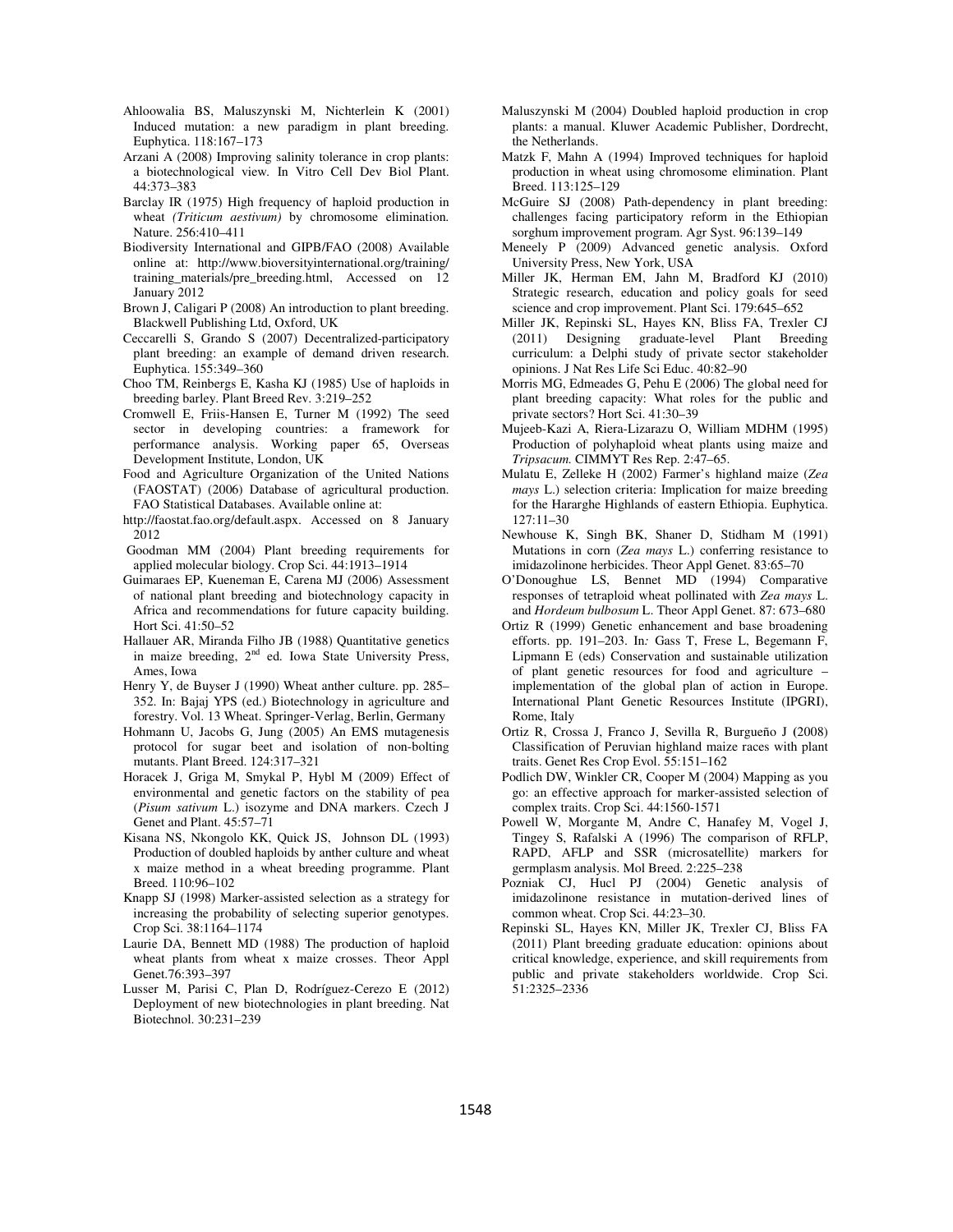Ahloowalia BS, Maluszynski M, Nichterlein K (2001) Induced mutation: a new paradigm in plant breeding. Euphytica. 118:167–173

Arzani A (2008) Improving salinity tolerance in crop plants: a biotechnological view. In Vitro Cell Dev Biol Plant. 44:373–383

Barclay IR (1975) High frequency of haploid production in wheat *(Triticum aestivum)* by chromosome elimination. Nature. 256:410–411

Biodiversity International and GIPB/FAO (2008) Available online at: http://www.bioversityinternational.org/training/training_materials/pre_breeding.html, Accessed on 12 January 2012

Brown J, Caligari P (2008) An introduction to plant breeding. Blackwell Publishing Ltd, Oxford, UK

Ceccarelli S, Grando S (2007) Decentralized-participatory plant breeding: an example of demand driven research. Euphytica. 155:349–360

Choo TM, Reinbergs E, Kasha KJ (1985) Use of haploids in breeding barley. Plant Breed Rev. 3:219–252

Cromwell E, Friis-Hansen E, Turner M (1992) The seed sector in developing countries: a framework for performance analysis. Working paper 65, Overseas Development Institute, London, UK

Food and Agriculture Organization of the United Nations (FAOSTAT) (2006) Database of agricultural production. FAO Statistical Databases. Available online at: http://faostat.fao.org/default.aspx. Accessed on 8 January 2012

Goodman MM (2004) Plant breeding requirements for applied molecular biology. Crop Sci. 44:1913–1914

Guimaraes EP, Kueneman E, Carena MJ (2006) Assessment of national plant breeding and biotechnology capacity in Africa and recommendations for future capacity building. Hort Sci. 41:50–52

Hallauer AR, Miranda Filho JB (1988) Quantitative genetics in maize breeding, 2nd ed. Iowa State University Press, Ames, Iowa

Henry Y, de Buyser J (1990) Wheat anther culture. pp. 285–352. In: Bajaj YPS (ed.) Biotechnology in agriculture and forestry. Vol. 13 Wheat. Springer-Verlag, Berlin, Germany

Hohmann U, Jacobs G, Jung (2005) An EMS mutagenesis protocol for sugar beet and isolation of non-bolting mutants. Plant Breed. 124:317–321

Horacek J, Griga M, Smykal P, Hybl M (2009) Effect of environmental and genetic factors on the stability of pea (*Pisum sativum* L.) isozyme and DNA markers. Czech J Genet and Plant. 45:57–71

Kisana NS, Nkongolo KK, Quick JS, Johnson DL (1993) Production of doubled haploids by anther culture and wheat x maize method in a wheat breeding programme. Plant Breed. 110:96–102

Knapp SJ (1998) Marker-assisted selection as a strategy for increasing the probability of selecting superior genotypes. Crop Sci. 38:1164–1174

Laurie DA, Bennett MD (1988) The production of haploid wheat plants from wheat x maize crosses. Theor Appl Genet.76:393–397

Lusser M, Parisi C, Plan D, Rodríguez-Cerezo E (2012) Deployment of new biotechnologies in plant breeding. Nat Biotechnol. 30:231–239

Maluszynski M (2004) Doubled haploid production in crop plants: a manual. Kluwer Academic Publisher, Dordrecht, the Netherlands.

Matzk F, Mahn A (1994) Improved techniques for haploid production in wheat using chromosome elimination. Plant Breed. 113:125–129

McGuire SJ (2008) Path-dependency in plant breeding: challenges facing participatory reform in the Ethiopian sorghum improvement program. Agr Syst. 96:139–149

Meneely P (2009) Advanced genetic analysis. Oxford University Press, New York, USA

Miller JK, Herman EM, Jahn M, Bradford KJ (2010) Strategic research, education and policy goals for seed science and crop improvement. Plant Sci. 179:645–652

Miller JK, Repinski SL, Hayes KN, Bliss FA, Trexler CJ (2011) Designing graduate-level Plant Breeding curriculum: a Delphi study of private sector stakeholder opinions. J Nat Res Life Sci Educ. 40:82–90

Morris MG, Edmeades G, Pehu E (2006) The global need for plant breeding capacity: What roles for the public and private sectors? Hort Sci. 41:30–39

Mujeeb-Kazi A, Riera-Lizarazu O, William MDHM (1995) Production of polyhaploid wheat plants using maize and *Tripsacum.* CIMMYT Res Rep. 2:47–65.

Mulatu E, Zelleke H (2002) Farmer's highland maize (*Zea mays* L.) selection criteria: Implication for maize breeding for the Hararghe Highlands of eastern Ethiopia. Euphytica. 127:11–30

Newhouse K, Singh BK, Shaner D, Stidham M (1991) Mutations in corn (*Zea mays* L.) conferring resistance to imidazolinone herbicides. Theor Appl Genet. 83:65–70

O'Donoughue LS, Bennet MD (1994) Comparative responses of tetraploid wheat pollinated with *Zea mays* L. and *Hordeum bulbosum* L. Theor Appl Genet. 87: 673–680

Ortiz R (1999) Genetic enhancement and base broadening efforts. pp. 191–203. In*:* Gass T, Frese L, Begemann F, Lipmann E (eds) Conservation and sustainable utilization of plant genetic resources for food and agriculture – implementation of the global plan of action in Europe. International Plant Genetic Resources Institute (IPGRI), Rome, Italy

Ortiz R, Crossa J, Franco J, Sevilla R, Burgueño J (2008) Classification of Peruvian highland maize races with plant traits. Genet Res Crop Evol. 55:151–162

Podlich DW, Winkler CR, Cooper M (2004) Mapping as you go: an effective approach for marker-assisted selection of complex traits. Crop Sci. 44:1560-1571

Powell W, Morgante M, Andre C, Hanafey M, Vogel J, Tingey S, Rafalski A (1996) The comparison of RFLP, RAPD, AFLP and SSR (microsatellite) markers for germplasm analysis. Mol Breed. 2:225–238

Pozniak CJ, Hucl PJ (2004) Genetic analysis of imidazolinone resistance in mutation-derived lines of common wheat. Crop Sci. 44:23–30.

Repinski SL, Hayes KN, Miller JK, Trexler CJ, Bliss FA (2011) Plant breeding graduate education: opinions about critical knowledge, experience, and skill requirements from public and private stakeholders worldwide. Crop Sci. 51:2325–2336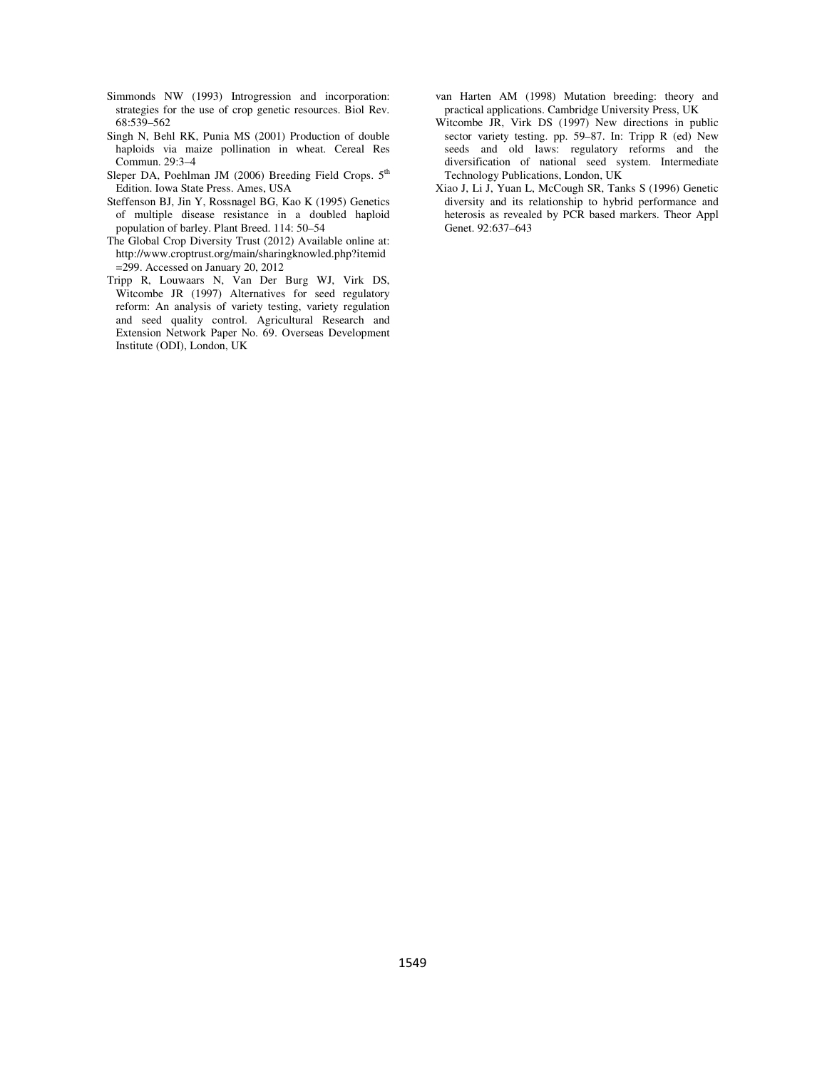Simmonds NW (1993) Introgression and incorporation: strategies for the use of crop genetic resources. Biol Rev. 68:539–562

Singh N, Behl RK, Punia MS (2001) Production of double haploids via maize pollination in wheat. Cereal Res Commun. 29:3–4

Sleper DA, Poehlman JM (2006) Breeding Field Crops. 5th Edition. Iowa State Press. Ames, USA

Steffenson BJ, Jin Y, Rossnagel BG, Kao K (1995) Genetics of multiple disease resistance in a doubled haploid population of barley. Plant Breed. 114: 50–54

The Global Crop Diversity Trust (2012) Available online at: http://www.croptrust.org/main/sharingknowled.php?itemid=299. Accessed on January 20, 2012

Tripp R, Louwaars N, Van Der Burg WJ, Virk DS, Witcombe JR (1997) Alternatives for seed regulatory reform: An analysis of variety testing, variety regulation and seed quality control. Agricultural Research and Extension Network Paper No. 69. Overseas Development Institute (ODI), London, UK

van Harten AM (1998) Mutation breeding: theory and practical applications. Cambridge University Press, UK

Witcombe JR, Virk DS (1997) New directions in public sector variety testing. pp. 59–87. In: Tripp R (ed) New seeds and old laws: regulatory reforms and the diversification of national seed system. Intermediate Technology Publications, London, UK

Xiao J, Li J, Yuan L, McCough SR, Tanks S (1996) Genetic diversity and its relationship to hybrid performance and heterosis as revealed by PCR based markers. Theor Appl Genet. 92:637–643